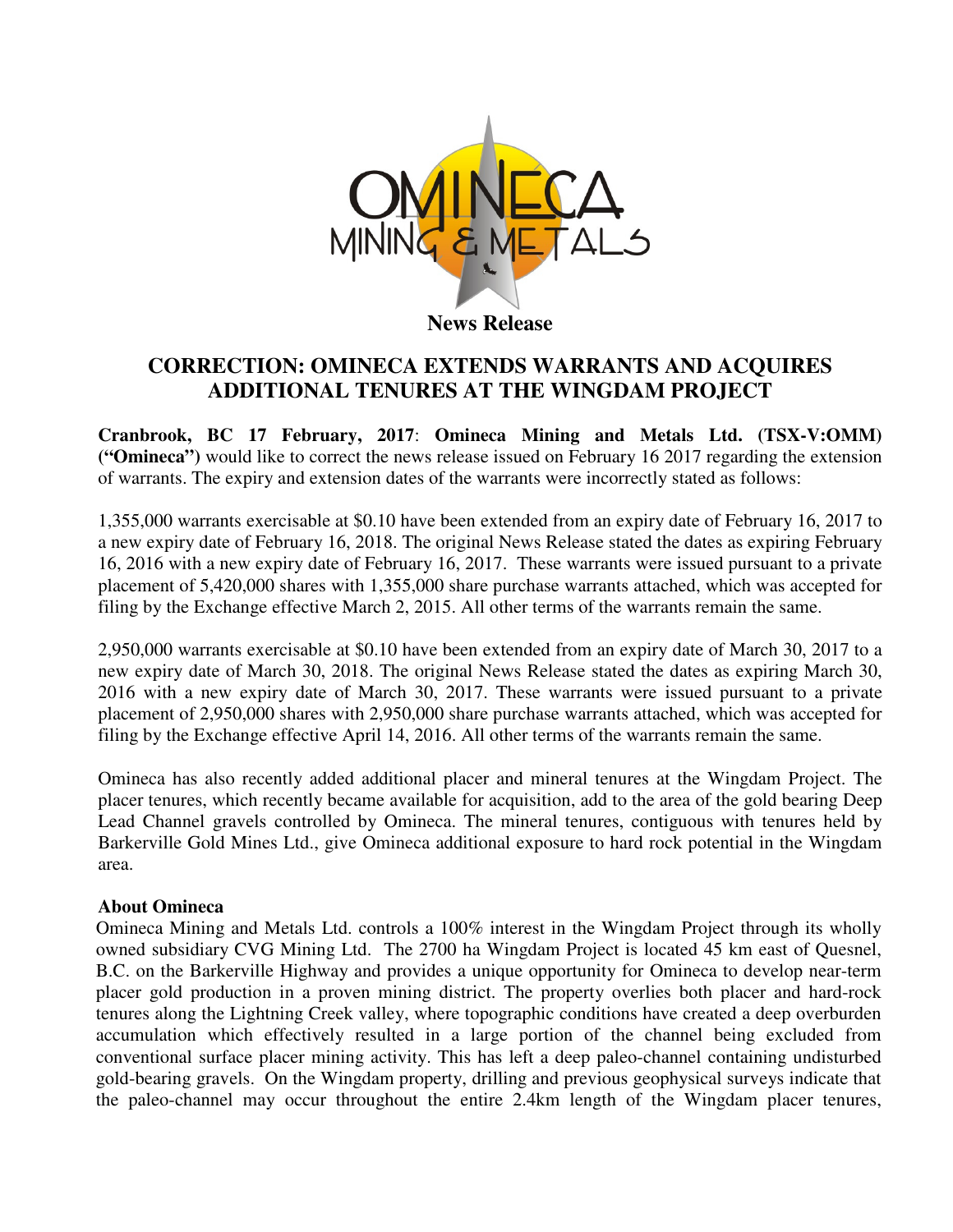**News Release**

# CORRECTION: OMINECA EXTENDS WARRANTS AND ACQUIRES ADDITIONAL TENURES AT THE WINGDAM PROJECT

**Cranbrook, BC 17 February, 2017**: **Omineca Mining and Metals Ltd. (TSX-V:OMM) ("Omineca")** would like to correct the news release issued on February 16 2017 regarding the extension of warrants. The expiry and extension dates of the warrants were incorrectly stated as follows:

1,355,000 warrants exercisable at $0.10 have been extended from an expiry date of February 16, 2017 to a new expiry date of February 16, 2018. The original News Release stated the dates as expiring February 16, 2016 with a new expiry date of February 16, 2017. These warrants were issued pursuant to a private placement of 5,420,000 shares with 1,355,000 share purchase warrants attached, which was accepted for filing by the Exchange effective March 2, 2015. All other terms of the warrants remain the same.

2,950,000 warrants exercisable at $0.10 have been extended from an expiry date of March 30, 2017 to a new expiry date of March 30, 2018. The original News Release stated the dates as expiring March 30, 2016 with a new expiry date of March 30, 2017. These warrants were issued pursuant to a private placement of 2,950,000 shares with 2,950,000 share purchase warrants attached, which was accepted for filing by the Exchange effective April 14, 2016. All other terms of the warrants remain the same.

Omineca has also recently added additional placer and mineral tenures at the Wingdam Project. The placer tenures, which recently became available for acquisition, add to the area of the gold bearing Deep Lead Channel gravels controlled by Omineca. The mineral tenures, contiguous with tenures held by Barkerville Gold Mines Ltd., give Omineca additional exposure to hard rock potential in the Wingdam area.

**About Omineca**

Omineca Mining and Metals Ltd. controls a 100% interest in the Wingdam Project through its wholly owned subsidiary CVG Mining Ltd. The 2700 ha Wingdam Project is located 45 km east of Quesnel, B.C. on the Barkerville Highway and provides a unique opportunity for Omineca to develop near-term placer gold production in a proven mining district. The property overlies both placer and hard-rock tenures along the Lightning Creek valley, where topographic conditions have created a deep overburden accumulation which effectively resulted in a large portion of the channel being excluded from conventional surface placer mining activity. This has left a deep paleo-channel containing undisturbed gold-bearing gravels. On the Wingdam property, drilling and previous geophysical surveys indicate that the paleo-channel may occur throughout the entire 2.4km length of the Wingdam placer tenures,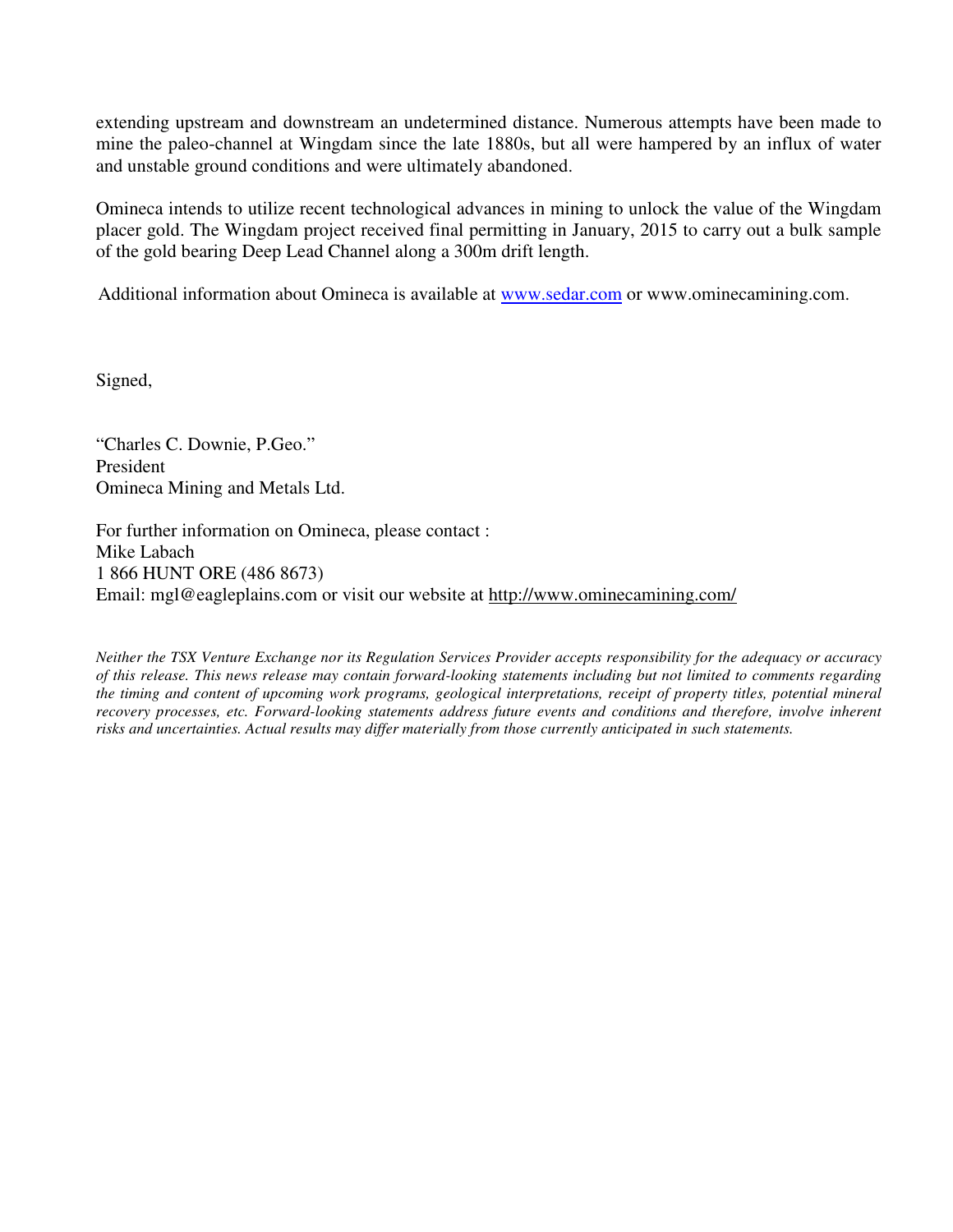extending upstream and downstream an undetermined distance. Numerous attempts have been made to mine the paleo-channel at Wingdam since the late 1880s, but all were hampered by an influx of water and unstable ground conditions and were ultimately abandoned.

Omineca intends to utilize recent technological advances in mining to unlock the value of the Wingdam placer gold. The Wingdam project received final permitting in January, 2015 to carry out a bulk sample of the gold bearing Deep Lead Channel along a 300m drift length.

Additional information about Omineca is available at www.sedar.com or www.ominecamining.com.

Signed,

"Charles C. Downie, P.Geo."
President
Omineca Mining and Metals Ltd.

For further information on Omineca, please contact :
Mike Labach
1 866 HUNT ORE (486 8673)
Email: mgl@eagleplains.com or visit our website at http://www.ominecamining.com/

*Neither the TSX Venture Exchange nor its Regulation Services Provider accepts responsibility for the adequacy or accuracy of this release. This news release may contain forward-looking statements including but not limited to comments regarding the timing and content of upcoming work programs, geological interpretations, receipt of property titles, potential mineral recovery processes, etc. Forward-looking statements address future events and conditions and therefore, involve inherent risks and uncertainties. Actual results may differ materially from those currently anticipated in such statements.*